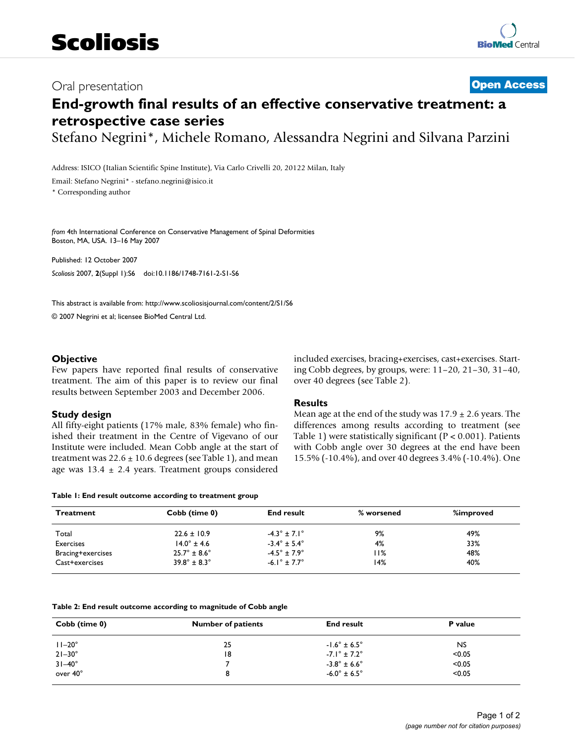Oral presentation

**Open Access**

# End-growth final results of an effective conservative treatment: a retrospective case series

Stefano Negrini*, Michele Romano, Alessandra Negrini and Silvana Parzini

Address: ISICO (Italian Scientific Spine Institute), Via Carlo Crivelli 20, 20122 Milan, Italy

Email: Stefano Negrini* - stefano.negrini@isico.it

\* Corresponding author

*from* 4th International Conference on Conservative Management of Spinal Deformities
Boston, MA, USA. 13–16 May 2007

Published: 12 October 2007

*Scoliosis* 2007, **2**(Suppl 1):S6 doi:10.1186/1748-7161-2-S1-S6

This abstract is available from: http://www.scoliosisjournal.com/content/2/S1/S6

© 2007 Negrini et al; licensee BioMed Central Ltd.

## Objective

Few papers have reported final results of conservative treatment. The aim of this paper is to review our final results between September 2003 and December 2006.

## Study design

All fifty-eight patients (17% male, 83% female) who finished their treatment in the Centre of Vigevano of our Institute were included. Mean Cobb angle at the start of treatment was 22.6 ± 10.6 degrees (see Table 1), and mean age was 13.4 ± 2.4 years. Treatment groups considered included exercises, bracing+exercises, cast+exercises. Starting Cobb degrees, by groups, were: 11–20, 21–30, 31–40, over 40 degrees (see Table 2).

## Results

Mean age at the end of the study was 17.9 ± 2.6 years. The differences among results according to treatment (see Table 1) were statistically significant ($P < 0.001$). Patients with Cobb angle over 30 degrees at the end have been 15.5% (-10.4%), and over 40 degrees 3.4% (-10.4%). One

**Table 1: End result outcome according to treatment group**

| Treatment | Cobb (time 0) | End result | % worsened | %improved |
|---|---|---|---|---|
| Total | 22.6 ± 10.9 | -4.3° ± 7.1° | 9% | 49% |
| Exercises | 14.0° ± 4.6 | -3.4° ± 5.4° | 4% | 33% |
| Bracing+exercises | 25.7° ± 8.6° | -4.5° ± 7.9° | 11% | 48% |
| Cast+exercises | 39.8° ± 8.3° | -6.1° ± 7.7° | 14% | 40% |

**Table 2: End result outcome according to magnitude of Cobb angle**

| Cobb (time 0) | Number of patients | End result | P value |
|---|---|---|---|
| 11–20° | 25 | -1.6° ± 6.5° | NS |
| 21–30° | 18 | -7.1° ± 7.2° | <0.05 |
| 31–40° | 7 | -3.8° ± 6.6° | <0.05 |
| over 40° | 8 | -6.0° ± 6.5° | <0.05 |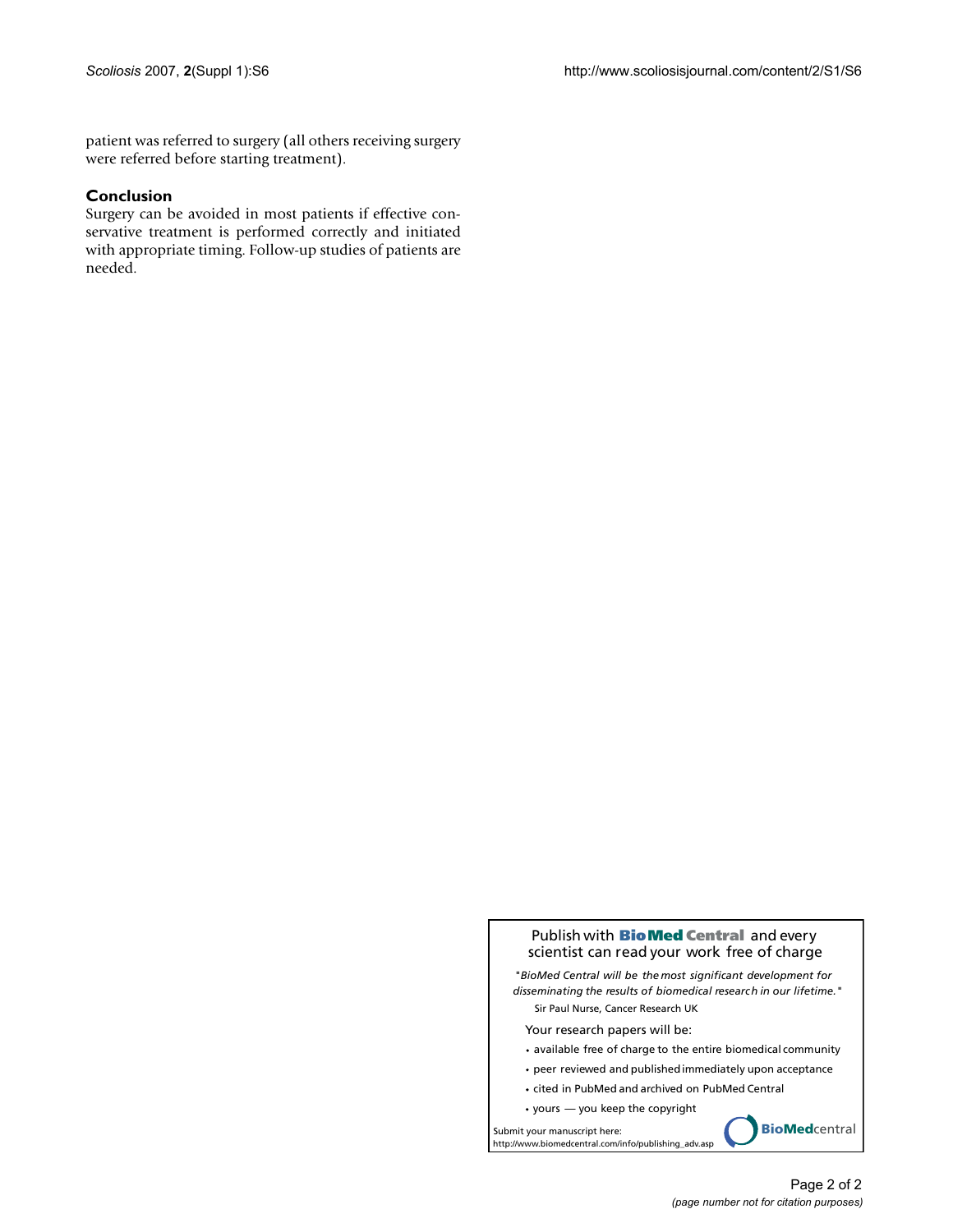patient was referred to surgery (all others receiving surgery were referred before starting treatment).

## Conclusion

Surgery can be avoided in most patients if effective conservative treatment is performed correctly and initiated with appropriate timing. Follow-up studies of patients are needed.

Publish with **BioMed Central** and every scientist can read your work free of charge

*"BioMed Central will be the most significant development for disseminating the results of biomedical research in our lifetime."*

Sir Paul Nurse, Cancer Research UK

Your research papers will be:

- available free of charge to the entire biomedical community
- peer reviewed and published immediately upon acceptance
- cited in PubMed and archived on PubMed Central
- yours — you keep the copyright

Submit your manuscript here:
http://www.biomedcentral.com/info/publishing_adv.asp

**BioMed**central